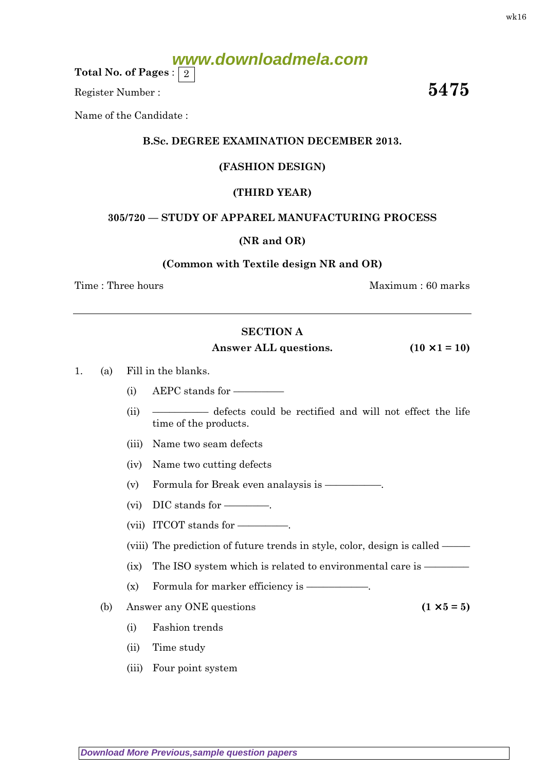Total No. of Pages : 2

Register Number :

**5475**

Name of the Candidate :

**B.Sc. DEGREE EXAMINATION DECEMBER 2013.**

**(FASHION DESIGN)**

**(THIRD YEAR)**

**305/720 — STUDY OF APPAREL MANUFACTURING PROCESS**

**(NR and OR)**

**(Common with Textile design NR and OR)**

Time : Three hours | Maximum : 60 marks

---

## SECTION A

**Answer ALL questions.** **(10 × 1 = 10)**

1. (a) Fill in the blanks.

   (i) AEPC stands for ————

   (ii) ———— defects could be rectified and will not effect the life time of the products.

   (iii) Name two seam defects

   (iv) Name two cutting defects

   (v) Formula for Break even analaysis is ————.

   (vi) DIC stands for ————.

   (vii) ITCOT stands for ————.

   (viii) The prediction of future trends in style, color, design is called ————

   (ix) The ISO system which is related to environmental care is ————

   (x) Formula for marker efficiency is ————.

   (b) Answer any ONE questions **(1 × 5 = 5)**

   (i) Fashion trends

   (ii) Time study

   (iii) Four point system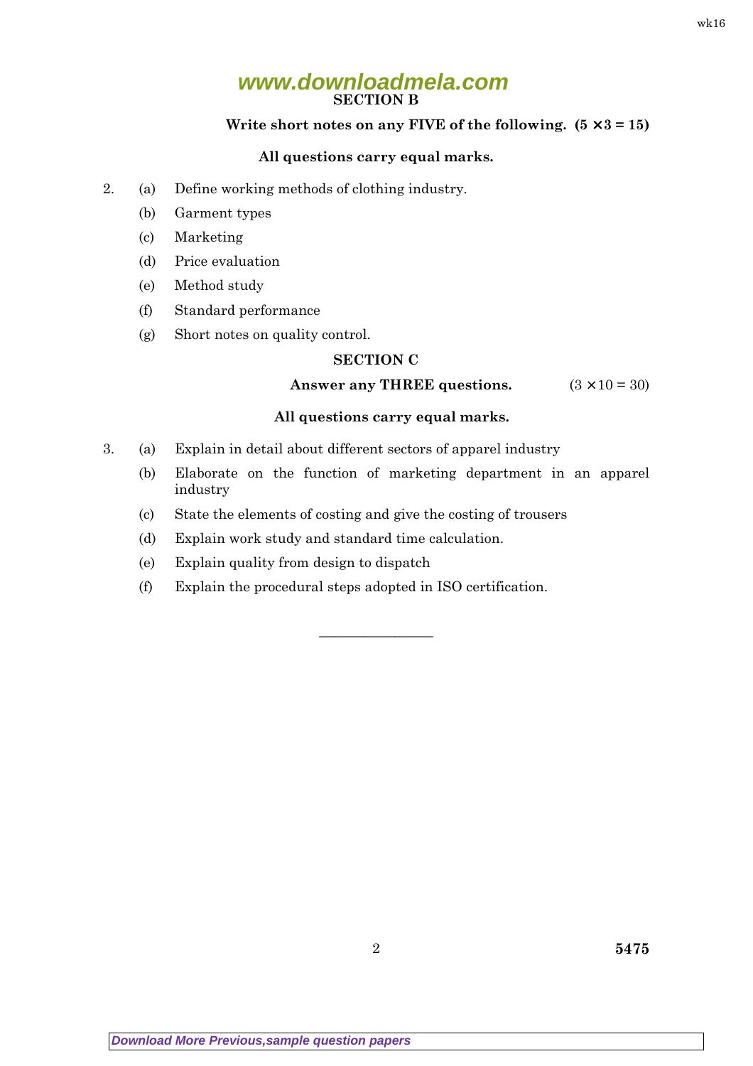## SECTION B

**Write short notes on any FIVE of the following. (5 × 3 = 15)**

**All questions carry equal marks.**

2. (a) Define working methods of clothing industry.

   (b) Garment types

   (c) Marketing

   (d) Price evaluation

   (e) Method study

   (f) Standard performance

   (g) Short notes on quality control.

## SECTION C

**Answer any THREE questions.** (3 × 10 = 30)

**All questions carry equal marks.**

3. (a) Explain in detail about different sectors of apparel industry

   (b) Elaborate on the function of marketing department in an apparel industry

   (c) State the elements of costing and give the costing of trousers

   (d) Explain work study and standard time calculation.

   (e) Explain quality from design to dispatch

   (f) Explain the procedural steps adopted in ISO certification.

———————